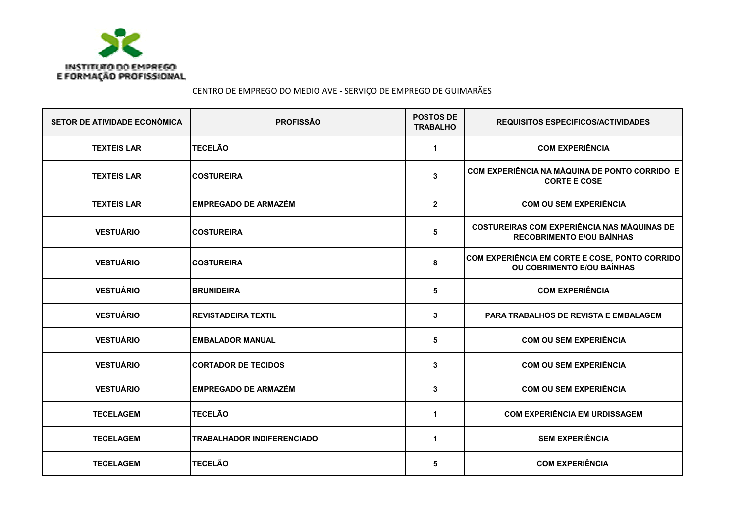INSTITUTO DO EMPREGO E FORMAÇÃO PROFISSIONAL

CENTRO DE EMPREGO DO MEDIO AVE - SERVIÇO DE EMPREGO DE GUIMARÃES

| SETOR DE ATIVIDADE ECONÓMICA | PROFISSÃO | POSTOS DE TRABALHO | REQUISITOS ESPECIFICOS/ACTIVIDADES |
|---|---|---|---|
| TEXTEIS LAR | TECELÃO | 1 | COM EXPERIÊNCIA |
| TEXTEIS LAR | COSTUREIRA | 3 | COM EXPERIÊNCIA NA MÁQUINA DE PONTO CORRIDO E CORTE E COSE |
| TEXTEIS LAR | EMPREGADO DE ARMAZÉM | 2 | COM OU SEM EXPERIÊNCIA |
| VESTUÁRIO | COSTUREIRA | 5 | COSTUREIRAS COM EXPERIÊNCIA NAS MÁQUINAS DE RECOBRIMENTO E/OU BAÍNHAS |
| VESTUÁRIO | COSTUREIRA | 8 | COM EXPERIÊNCIA EM CORTE E COSE, PONTO CORRIDO OU COBRIMENTO E/OU BAÍNHAS |
| VESTUÁRIO | BRUNIDEIRA | 5 | COM EXPERIÊNCIA |
| VESTUÁRIO | REVISTADEIRA TEXTIL | 3 | PARA TRABALHOS DE REVISTA E EMBALAGEM |
| VESTUÁRIO | EMBALADOR MANUAL | 5 | COM OU SEM EXPERIÊNCIA |
| VESTUÁRIO | CORTADOR DE TECIDOS | 3 | COM OU SEM EXPERIÊNCIA |
| VESTUÁRIO | EMPREGADO DE ARMAZÉM | 3 | COM OU SEM EXPERIÊNCIA |
| TECELAGEM | TECELÃO | 1 | COM EXPERIÊNCIA EM URDISSAGEM |
| TECELAGEM | TRABALHADOR INDIFERENCIADO | 1 | SEM EXPERIÊNCIA |
| TECELAGEM | TECELÃO | 5 | COM EXPERIÊNCIA |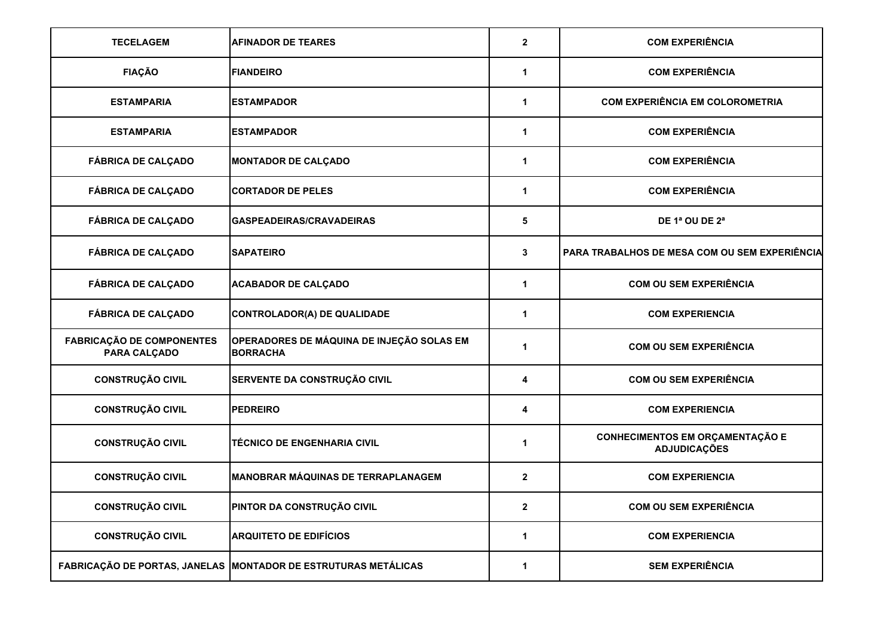| TECELAGEM | AFINADOR DE TEARES | 2 | COM EXPERIÊNCIA |
|---|---|---|---|
| FIAÇÃO | FIANDEIRO | 1 | COM EXPERIÊNCIA |
| ESTAMPARIA | ESTAMPADOR | 1 | COM EXPERIÊNCIA EM COLOROMETRIA |
| ESTAMPARIA | ESTAMPADOR | 1 | COM EXPERIÊNCIA |
| FÁBRICA DE CALÇADO | MONTADOR DE CALÇADO | 1 | COM EXPERIÊNCIA |
| FÁBRICA DE CALÇADO | CORTADOR DE PELES | 1 | COM EXPERIÊNCIA |
| FÁBRICA DE CALÇADO | GASPEADEIRAS/CRAVADEIRAS | 5 | DE 1ª OU DE 2ª |
| FÁBRICA DE CALÇADO | SAPATEIRO | 3 | PARA TRABALHOS DE MESA COM OU SEM EXPERIÊNCIA |
| FÁBRICA DE CALÇADO | ACABADOR DE CALÇADO | 1 | COM OU SEM EXPERIÊNCIA |
| FÁBRICA DE CALÇADO | CONTROLADOR(A) DE QUALIDADE | 1 | COM EXPERIENCIA |
| FABRICAÇÃO DE COMPONENTES PARA CALÇADO | OPERADORES DE MÁQUINA DE INJEÇÃO SOLAS EM BORRACHA | 1 | COM OU SEM EXPERIÊNCIA |
| CONSTRUÇÃO CIVIL | SERVENTE DA CONSTRUÇÃO CIVIL | 4 | COM OU SEM EXPERIÊNCIA |
| CONSTRUÇÃO CIVIL | PEDREIRO | 4 | COM EXPERIENCIA |
| CONSTRUÇÃO CIVIL | TÉCNICO DE ENGENHARIA CIVIL | 1 | CONHECIMENTOS EM ORÇAMENTAÇÃO E ADJUDICAÇÕES |
| CONSTRUÇÃO CIVIL | MANOBRAR MÁQUINAS DE TERRAPLANAGEM | 2 | COM EXPERIENCIA |
| CONSTRUÇÃO CIVIL | PINTOR DA CONSTRUÇÃO CIVIL | 2 | COM OU SEM EXPERIÊNCIA |
| CONSTRUÇÃO CIVIL | ARQUITETO DE EDIFÍCIOS | 1 | COM EXPERIENCIA |
| FABRICAÇÃO DE PORTAS, JANELAS | MONTADOR DE ESTRUTURAS METÁLICAS | 1 | SEM EXPERIÊNCIA |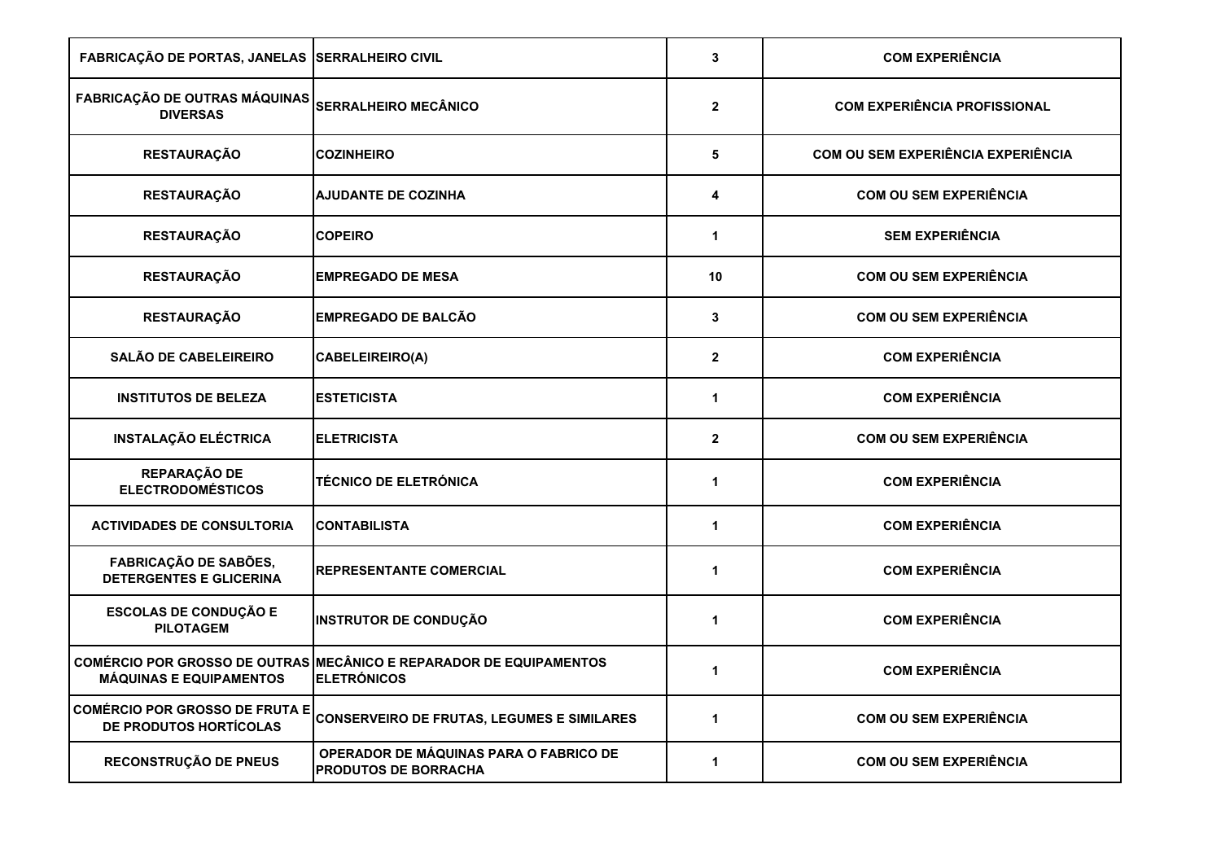| | | | |
|---|---|---|---|
| FABRICAÇÃO DE PORTAS, JANELAS | SERRALHEIRO CIVIL | 3 | COM EXPERIÊNCIA |
| FABRICAÇÃO DE OUTRAS MÁQUINAS DIVERSAS | SERRALHEIRO MECÂNICO | 2 | COM EXPERIÊNCIA PROFISSIONAL |
| RESTAURAÇÃO | COZINHEIRO | 5 | COM OU SEM EXPERIÊNCIA EXPERIÊNCIA |
| RESTAURAÇÃO | AJUDANTE DE COZINHA | 4 | COM OU SEM EXPERIÊNCIA |
| RESTAURAÇÃO | COPEIRO | 1 | SEM EXPERIÊNCIA |
| RESTAURAÇÃO | EMPREGADO DE MESA | 10 | COM OU SEM EXPERIÊNCIA |
| RESTAURAÇÃO | EMPREGADO DE BALCÃO | 3 | COM OU SEM EXPERIÊNCIA |
| SALÃO DE CABELEIREIRO | CABELEIREIRO(A) | 2 | COM EXPERIÊNCIA |
| INSTITUTOS DE BELEZA | ESTETICISTA | 1 | COM EXPERIÊNCIA |
| INSTALAÇÃO ELÉCTRICA | ELETRICISTA | 2 | COM OU SEM EXPERIÊNCIA |
| REPARAÇÃO DE ELECTRODOMÉSTICOS | TÉCNICO DE ELETRÓNICA | 1 | COM EXPERIÊNCIA |
| ACTIVIDADES DE CONSULTORIA | CONTABILISTA | 1 | COM EXPERIÊNCIA |
| FABRICAÇÃO DE SABÕES, DETERGENTES E GLICERINA | REPRESENTANTE COMERCIAL | 1 | COM EXPERIÊNCIA |
| ESCOLAS DE CONDUÇÃO E PILOTAGEM | INSTRUTOR DE CONDUÇÃO | 1 | COM EXPERIÊNCIA |
| COMÉRCIO POR GROSSO DE OUTRAS MÁQUINAS E EQUIPAMENTOS | MECÂNICO E REPARADOR DE EQUIPAMENTOS ELETRÓNICOS | 1 | COM EXPERIÊNCIA |
| COMÉRCIO POR GROSSO DE FRUTA E DE PRODUTOS HORTÍCOLAS | CONSERVEIRO DE FRUTAS, LEGUMES E SIMILARES | 1 | COM OU SEM EXPERIÊNCIA |
| RECONSTRUÇÃO DE PNEUS | OPERADOR DE MÁQUINAS PARA O FABRICO DE PRODUTOS DE BORRACHA | 1 | COM OU SEM EXPERIÊNCIA |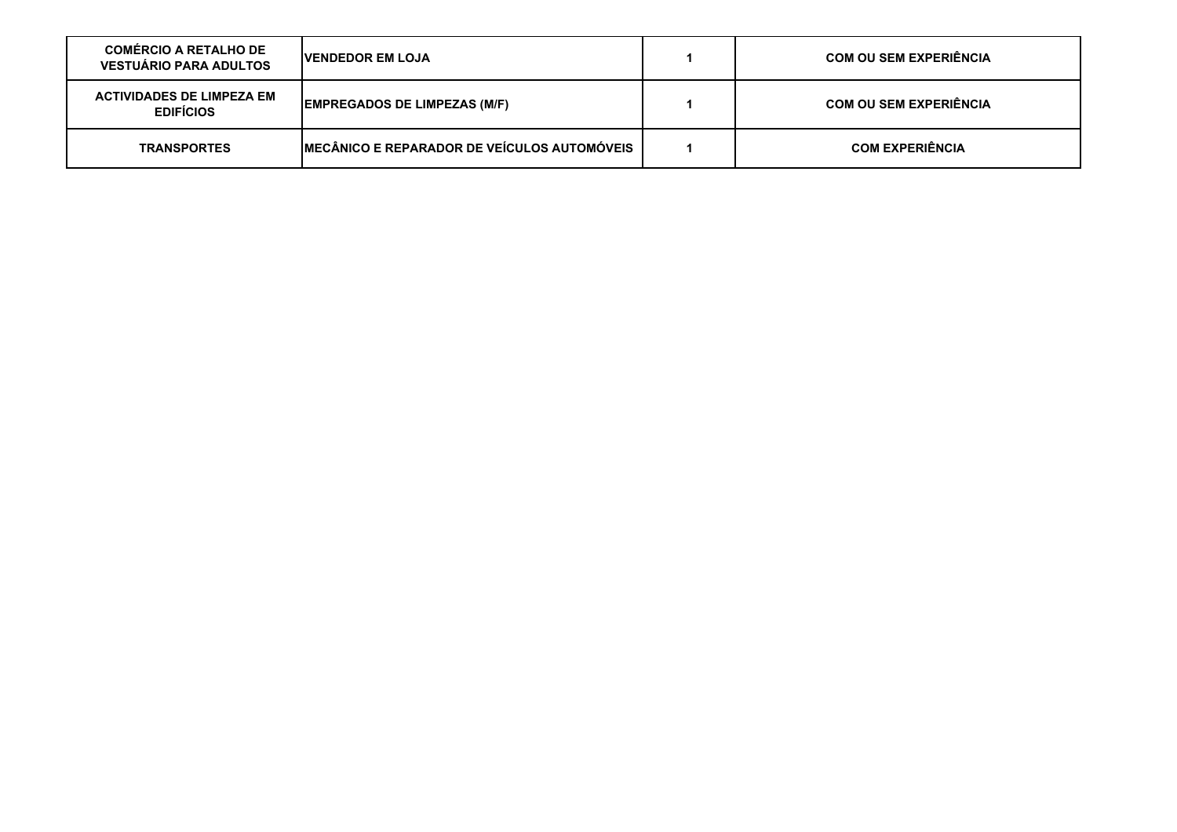| | | | |
|---|---|---|---|
| COMÉRCIO A RETALHO DE VESTUÁRIO PARA ADULTOS | VENDEDOR EM LOJA | 1 | COM OU SEM EXPERIÊNCIA |
| ACTIVIDADES DE LIMPEZA EM EDIFÍCIOS | EMPREGADOS DE LIMPEZAS (M/F) | 1 | COM OU SEM EXPERIÊNCIA |
| TRANSPORTES | MECÂNICO E REPARADOR DE VEÍCULOS AUTOMÓVEIS | 1 | COM EXPERIÊNCIA |